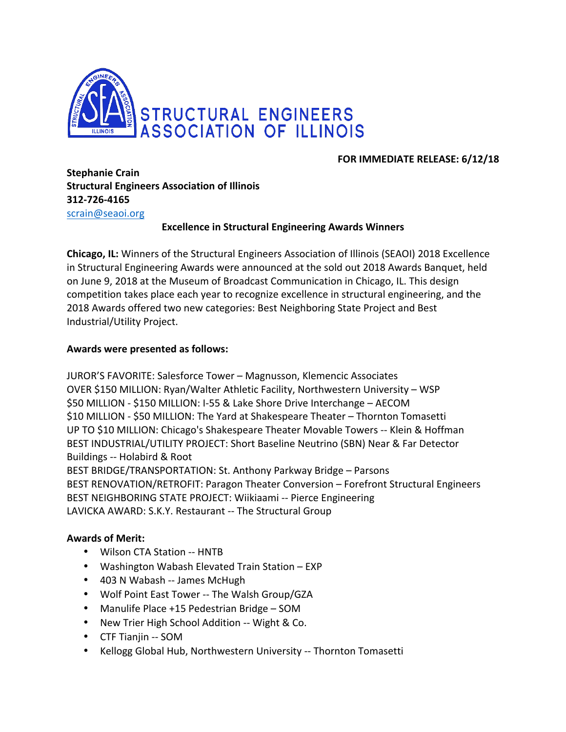STRUCTURAL ENGINEERS ASSOCIATION OF ILLINOIS

**FOR IMMEDIATE RELEASE: 6/12/18**

**Stephanie Crain**
**Structural Engineers Association of Illinois**
**312-726-4165**
scrain@seaoi.org

**Excellence in Structural Engineering Awards Winners**

**Chicago, IL:** Winners of the Structural Engineers Association of Illinois (SEAOI) 2018 Excellence in Structural Engineering Awards were announced at the sold out 2018 Awards Banquet, held on June 9, 2018 at the Museum of Broadcast Communication in Chicago, IL. This design competition takes place each year to recognize excellence in structural engineering, and the 2018 Awards offered two new categories: Best Neighboring State Project and Best Industrial/Utility Project.

**Awards were presented as follows:**

JUROR'S FAVORITE: Salesforce Tower – Magnusson, Klemencic Associates
OVER $150 MILLION: Ryan/Walter Athletic Facility, Northwestern University – WSP
$50 MILLION - $150 MILLION: I-55 & Lake Shore Drive Interchange – AECOM
$10 MILLION - $50 MILLION: The Yard at Shakespeare Theater – Thornton Tomasetti
UP TO $10 MILLION: Chicago's Shakespeare Theater Movable Towers -- Klein & Hoffman
BEST INDUSTRIAL/UTILITY PROJECT: Short Baseline Neutrino (SBN) Near & Far Detector Buildings -- Holabird & Root
BEST BRIDGE/TRANSPORTATION: St. Anthony Parkway Bridge – Parsons
BEST RENOVATION/RETROFIT: Paragon Theater Conversion – Forefront Structural Engineers
BEST NEIGHBORING STATE PROJECT: Wiikiaami -- Pierce Engineering
LAVICKA AWARD: S.K.Y. Restaurant -- The Structural Group

**Awards of Merit:**

- Wilson CTA Station -- HNTB
- Washington Wabash Elevated Train Station – EXP
- 403 N Wabash -- James McHugh
- Wolf Point East Tower -- The Walsh Group/GZA
- Manulife Place +15 Pedestrian Bridge – SOM
- New Trier High School Addition -- Wight & Co.
- CTF Tianjin -- SOM
- Kellogg Global Hub, Northwestern University -- Thornton Tomasetti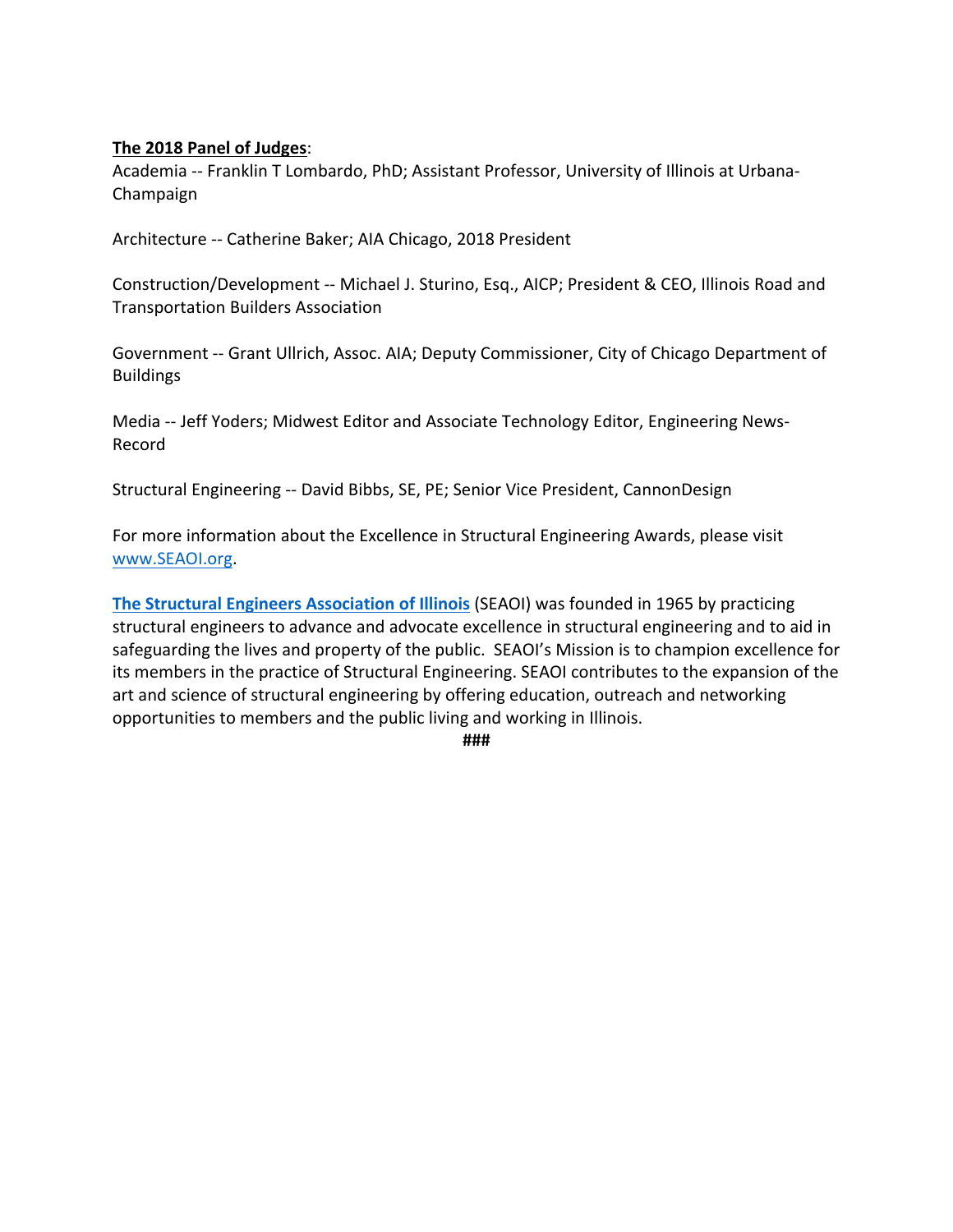**The 2018 Panel of Judges**:
Academia -- Franklin T Lombardo, PhD; Assistant Professor, University of Illinois at Urbana-Champaign

Architecture -- Catherine Baker; AIA Chicago, 2018 President

Construction/Development -- Michael J. Sturino, Esq., AICP; President & CEO, Illinois Road and Transportation Builders Association

Government -- Grant Ullrich, Assoc. AIA; Deputy Commissioner, City of Chicago Department of Buildings

Media -- Jeff Yoders; Midwest Editor and Associate Technology Editor, Engineering News-Record

Structural Engineering -- David Bibbs, SE, PE; Senior Vice President, CannonDesign

For more information about the Excellence in Structural Engineering Awards, please visit www.SEAOI.org.

**The Structural Engineers Association of Illinois** (SEAOI) was founded in 1965 by practicing structural engineers to advance and advocate excellence in structural engineering and to aid in safeguarding the lives and property of the public. SEAOI's Mission is to champion excellence for its members in the practice of Structural Engineering. SEAOI contributes to the expansion of the art and science of structural engineering by offering education, outreach and networking opportunities to members and the public living and working in Illinois.

###